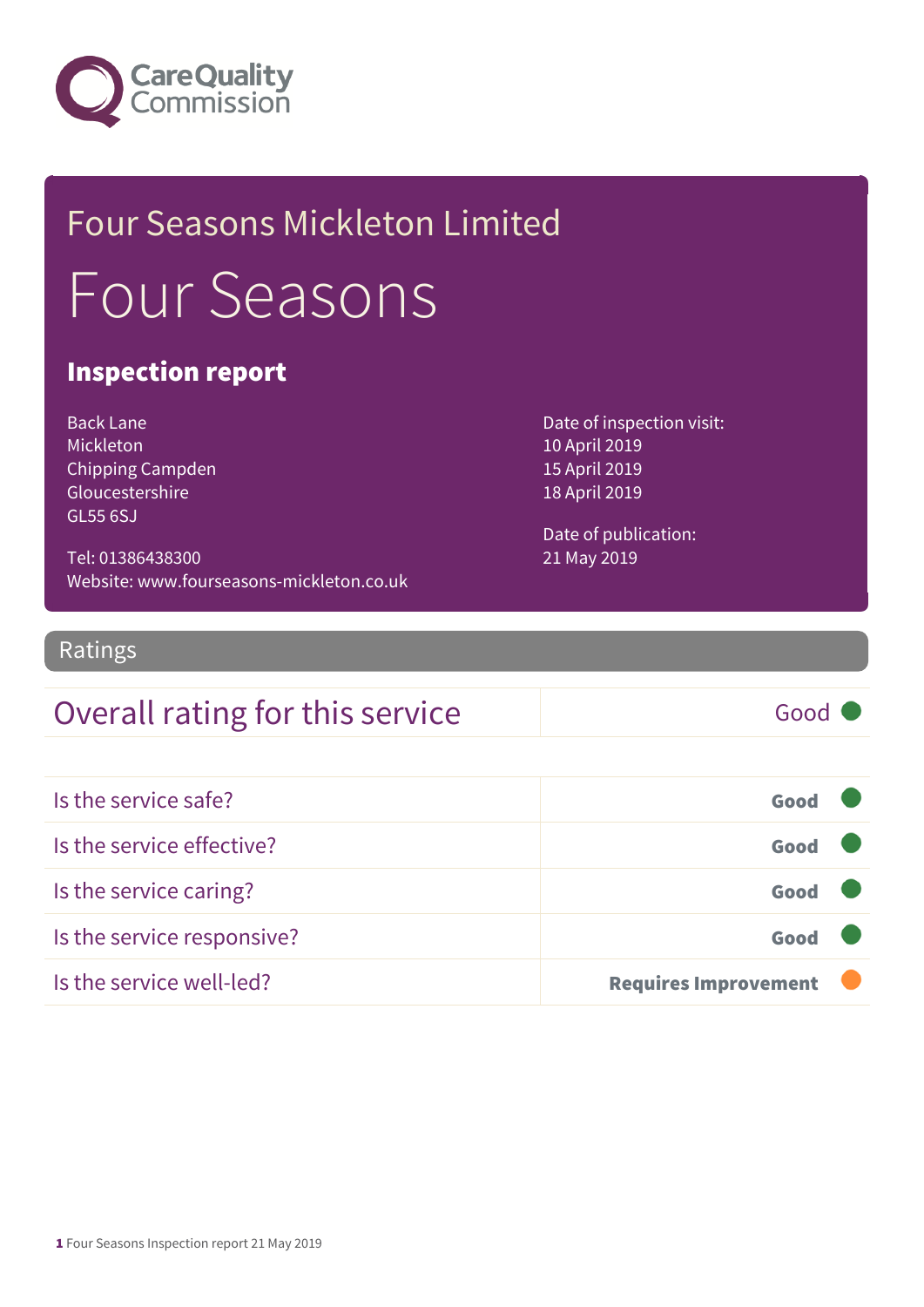Care Quality Commission

# Four Seasons Mickleton Limited

# Four Seasons

## Inspection report

Back Lane
Mickleton
Chipping Campden
Gloucestershire
GL55 6SJ

Tel: 01386438300
Website: www.fourseasons-mickleton.co.uk

Date of inspection visit:
10 April 2019
15 April 2019
18 April 2019

Date of publication:
21 May 2019

## Ratings

| | |
|---|---|
| Overall rating for this service | Good |

| | |
|---|---|
| Is the service safe? | **Good** |
| Is the service effective? | **Good** |
| Is the service caring? | **Good** |
| Is the service responsive? | **Good** |
| Is the service well-led? | **Requires Improvement** |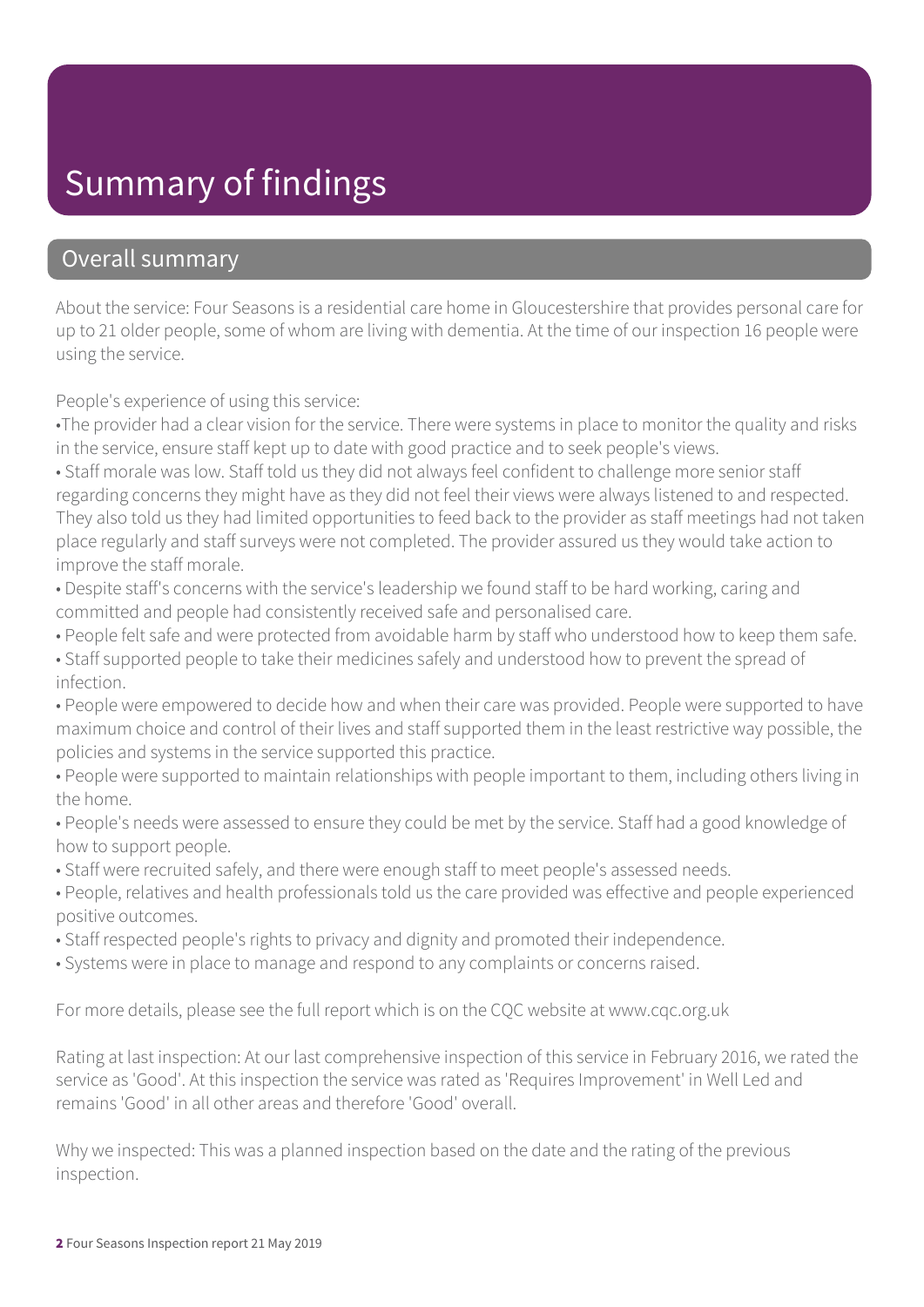# Summary of findings

## Overall summary

About the service: Four Seasons is a residential care home in Gloucestershire that provides personal care for up to 21 older people, some of whom are living with dementia. At the time of our inspection 16 people were using the service.

People's experience of using this service:

- The provider had a clear vision for the service. There were systems in place to monitor the quality and risks in the service, ensure staff kept up to date with good practice and to seek people's views.
- Staff morale was low. Staff told us they did not always feel confident to challenge more senior staff regarding concerns they might have as they did not feel their views were always listened to and respected. They also told us they had limited opportunities to feed back to the provider as staff meetings had not taken place regularly and staff surveys were not completed. The provider assured us they would take action to improve the staff morale.
- Despite staff's concerns with the service's leadership we found staff to be hard working, caring and committed and people had consistently received safe and personalised care.
- People felt safe and were protected from avoidable harm by staff who understood how to keep them safe.
- Staff supported people to take their medicines safely and understood how to prevent the spread of infection.
- People were empowered to decide how and when their care was provided. People were supported to have maximum choice and control of their lives and staff supported them in the least restrictive way possible, the policies and systems in the service supported this practice.
- People were supported to maintain relationships with people important to them, including others living in the home.
- People's needs were assessed to ensure they could be met by the service. Staff had a good knowledge of how to support people.
- Staff were recruited safely, and there were enough staff to meet people's assessed needs.
- People, relatives and health professionals told us the care provided was effective and people experienced positive outcomes.
- Staff respected people's rights to privacy and dignity and promoted their independence.
- Systems were in place to manage and respond to any complaints or concerns raised.

For more details, please see the full report which is on the CQC website at www.cqc.org.uk

Rating at last inspection: At our last comprehensive inspection of this service in February 2016, we rated the service as 'Good'. At this inspection the service was rated as 'Requires Improvement' in Well Led and remains 'Good' in all other areas and therefore 'Good' overall.

Why we inspected: This was a planned inspection based on the date and the rating of the previous inspection.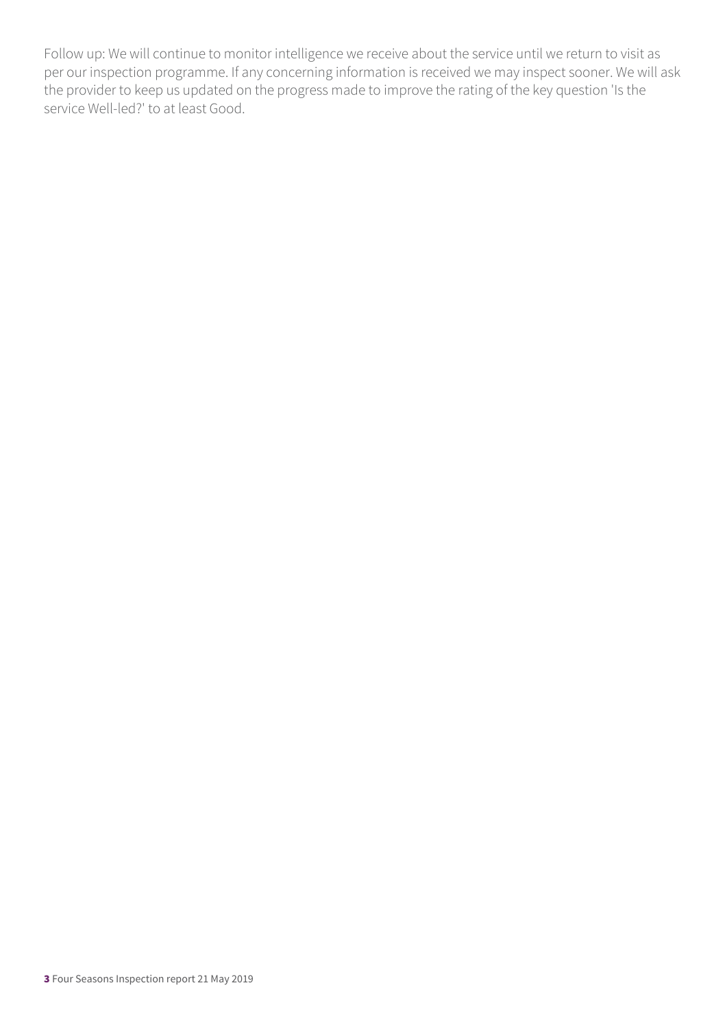Follow up: We will continue to monitor intelligence we receive about the service until we return to visit as per our inspection programme. If any concerning information is received we may inspect sooner. We will ask the provider to keep us updated on the progress made to improve the rating of the key question 'Is the service Well-led?' to at least Good.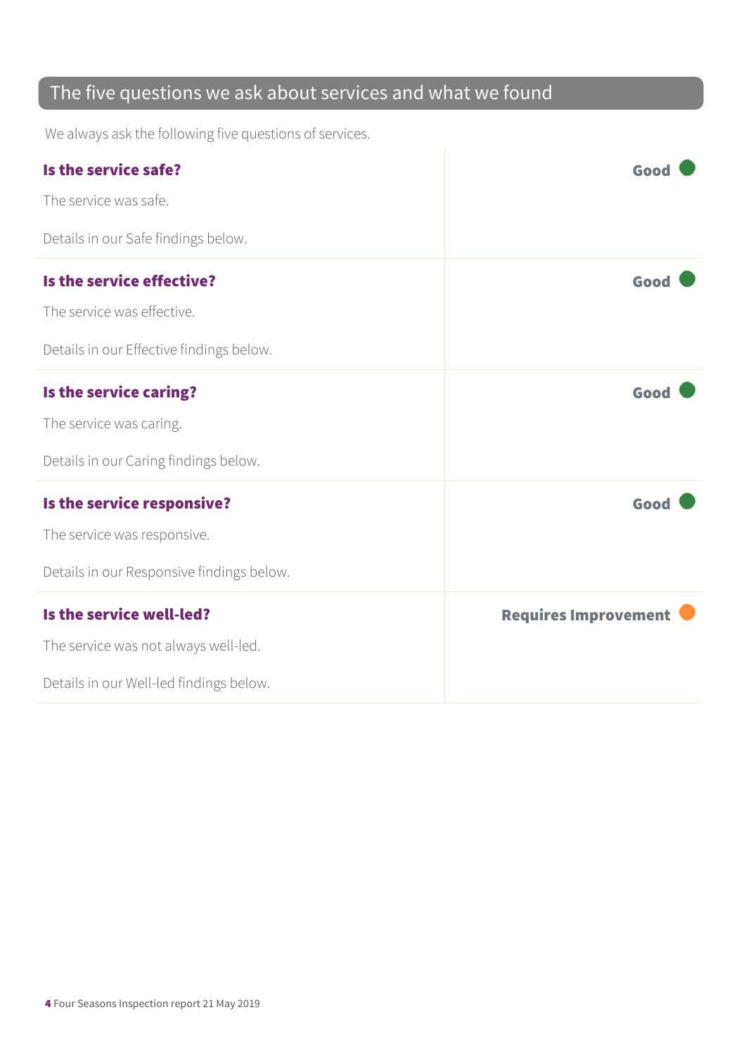## The five questions we ask about services and what we found

We always ask the following five questions of services.

| | |
|---|---|
| **Is the service safe?**<br><br>The service was safe.<br><br>Details in our Safe findings below. | **Good** |
| **Is the service effective?**<br><br>The service was effective.<br><br>Details in our Effective findings below. | **Good** |
| **Is the service caring?**<br><br>The service was caring.<br><br>Details in our Caring findings below. | **Good** |
| **Is the service responsive?**<br><br>The service was responsive.<br><br>Details in our Responsive findings below. | **Good** |
| **Is the service well-led?**<br><br>The service was not always well-led.<br><br>Details in our Well-led findings below. | **Requires Improvement** |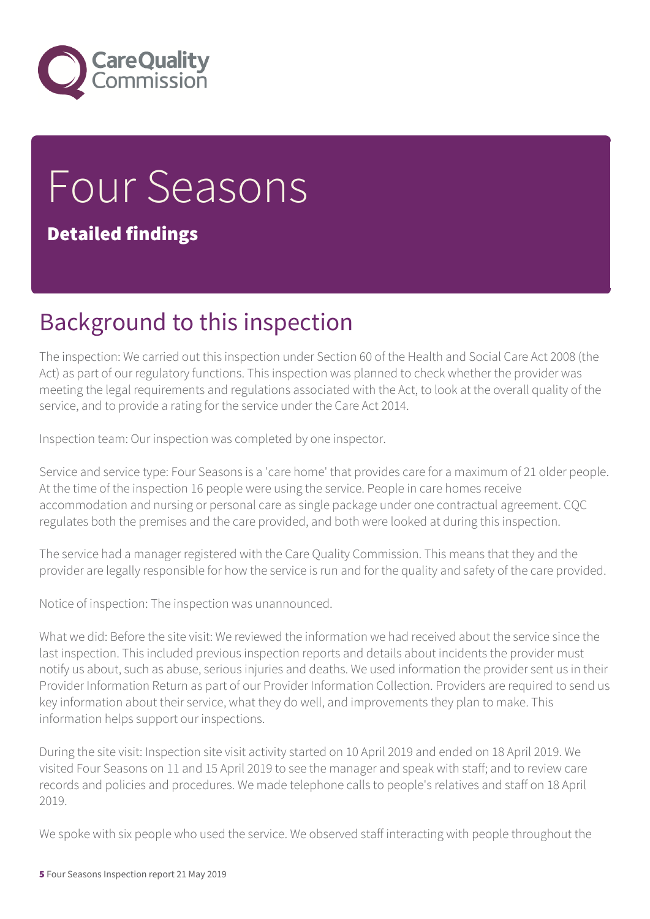# Four Seasons

**Detailed findings**

## Background to this inspection

The inspection: We carried out this inspection under Section 60 of the Health and Social Care Act 2008 (the Act) as part of our regulatory functions. This inspection was planned to check whether the provider was meeting the legal requirements and regulations associated with the Act, to look at the overall quality of the service, and to provide a rating for the service under the Care Act 2014.

Inspection team: Our inspection was completed by one inspector.

Service and service type: Four Seasons is a 'care home' that provides care for a maximum of 21 older people. At the time of the inspection 16 people were using the service. People in care homes receive accommodation and nursing or personal care as single package under one contractual agreement. CQC regulates both the premises and the care provided, and both were looked at during this inspection.

The service had a manager registered with the Care Quality Commission. This means that they and the provider are legally responsible for how the service is run and for the quality and safety of the care provided.

Notice of inspection: The inspection was unannounced.

What we did: Before the site visit: We reviewed the information we had received about the service since the last inspection. This included previous inspection reports and details about incidents the provider must notify us about, such as abuse, serious injuries and deaths. We used information the provider sent us in their Provider Information Return as part of our Provider Information Collection. Providers are required to send us key information about their service, what they do well, and improvements they plan to make. This information helps support our inspections.

During the site visit: Inspection site visit activity started on 10 April 2019 and ended on 18 April 2019. We visited Four Seasons on 11 and 15 April 2019 to see the manager and speak with staff; and to review care records and policies and procedures. We made telephone calls to people's relatives and staff on 18 April 2019.

We spoke with six people who used the service. We observed staff interacting with people throughout the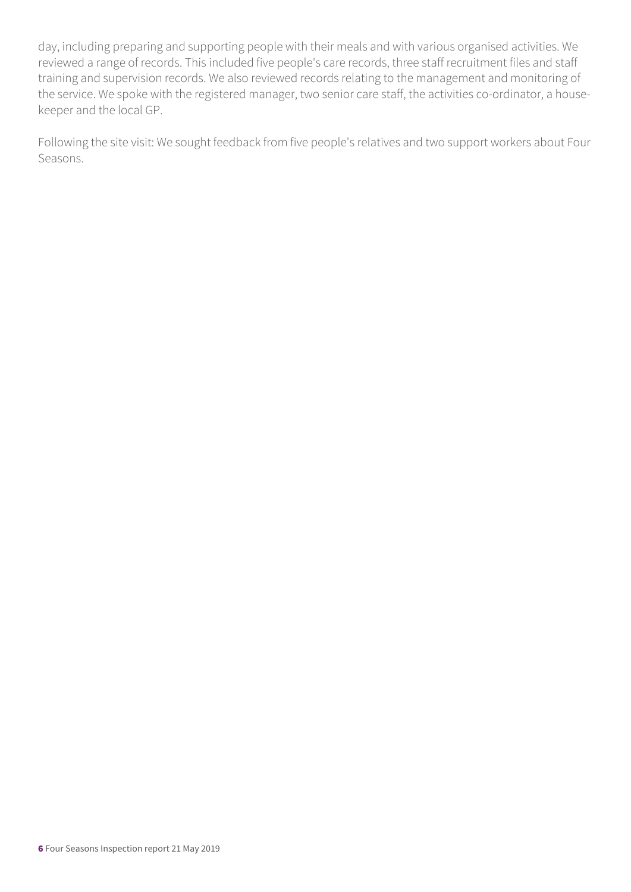day, including preparing and supporting people with their meals and with various organised activities. We reviewed a range of records. This included five people's care records, three staff recruitment files and staff training and supervision records. We also reviewed records relating to the management and monitoring of the service. We spoke with the registered manager, two senior care staff, the activities co-ordinator, a house-keeper and the local GP.

Following the site visit: We sought feedback from five people's relatives and two support workers about Four Seasons.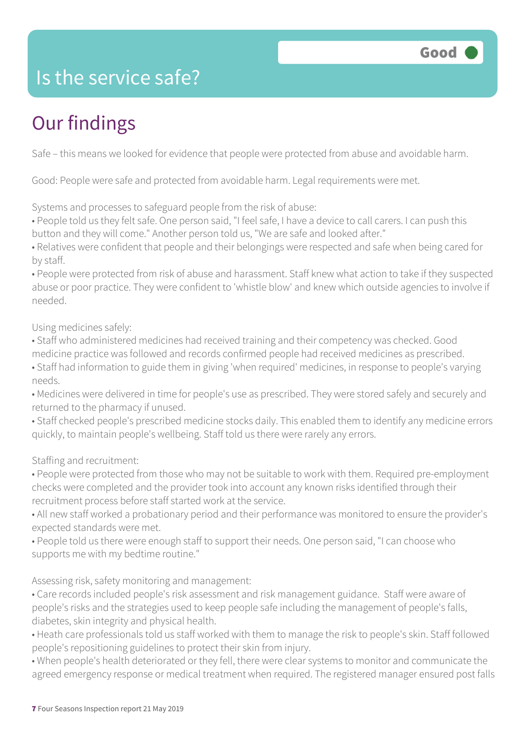# Is the service safe?

Good

## Our findings

Safe – this means we looked for evidence that people were protected from abuse and avoidable harm.

Good: People were safe and protected from avoidable harm. Legal requirements were met.

Systems and processes to safeguard people from the risk of abuse:

- People told us they felt safe. One person said, "I feel safe, I have a device to call carers. I can push this button and they will come." Another person told us, "We are safe and looked after."
- Relatives were confident that people and their belongings were respected and safe when being cared for by staff.
- People were protected from risk of abuse and harassment. Staff knew what action to take if they suspected abuse or poor practice. They were confident to 'whistle blow' and knew which outside agencies to involve if needed.

Using medicines safely:

- Staff who administered medicines had received training and their competency was checked. Good medicine practice was followed and records confirmed people had received medicines as prescribed.
- Staff had information to guide them in giving 'when required' medicines, in response to people's varying needs.
- Medicines were delivered in time for people's use as prescribed. They were stored safely and securely and returned to the pharmacy if unused.
- Staff checked people's prescribed medicine stocks daily. This enabled them to identify any medicine errors quickly, to maintain people's wellbeing. Staff told us there were rarely any errors.

Staffing and recruitment:

- People were protected from those who may not be suitable to work with them. Required pre-employment checks were completed and the provider took into account any known risks identified through their recruitment process before staff started work at the service.
- All new staff worked a probationary period and their performance was monitored to ensure the provider's expected standards were met.
- People told us there were enough staff to support their needs. One person said, "I can choose who supports me with my bedtime routine."

Assessing risk, safety monitoring and management:

- Care records included people's risk assessment and risk management guidance. Staff were aware of people's risks and the strategies used to keep people safe including the management of people's falls, diabetes, skin integrity and physical health.
- Heath care professionals told us staff worked with them to manage the risk to people's skin. Staff followed people's repositioning guidelines to protect their skin from injury.
- When people's health deteriorated or they fell, there were clear systems to monitor and communicate the agreed emergency response or medical treatment when required. The registered manager ensured post falls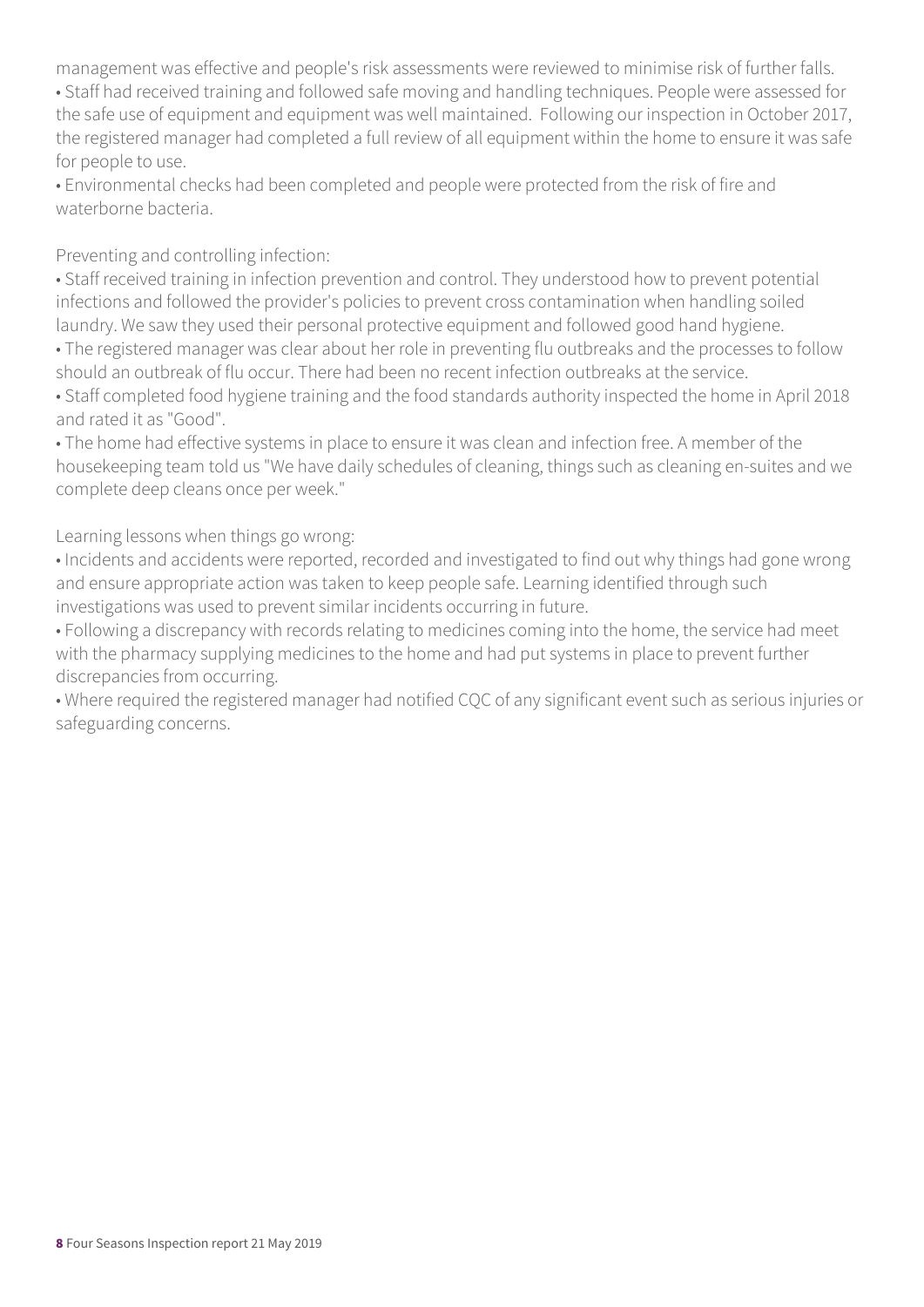management was effective and people's risk assessments were reviewed to minimise risk of further falls.

- Staff had received training and followed safe moving and handling techniques. People were assessed for the safe use of equipment and equipment was well maintained. Following our inspection in October 2017, the registered manager had completed a full review of all equipment within the home to ensure it was safe for people to use.
- Environmental checks had been completed and people were protected from the risk of fire and waterborne bacteria.

Preventing and controlling infection:

- Staff received training in infection prevention and control. They understood how to prevent potential infections and followed the provider's policies to prevent cross contamination when handling soiled laundry. We saw they used their personal protective equipment and followed good hand hygiene.
- The registered manager was clear about her role in preventing flu outbreaks and the processes to follow should an outbreak of flu occur. There had been no recent infection outbreaks at the service.
- Staff completed food hygiene training and the food standards authority inspected the home in April 2018 and rated it as "Good".
- The home had effective systems in place to ensure it was clean and infection free. A member of the housekeeping team told us "We have daily schedules of cleaning, things such as cleaning en-suites and we complete deep cleans once per week."

Learning lessons when things go wrong:

- Incidents and accidents were reported, recorded and investigated to find out why things had gone wrong and ensure appropriate action was taken to keep people safe. Learning identified through such investigations was used to prevent similar incidents occurring in future.
- Following a discrepancy with records relating to medicines coming into the home, the service had meet with the pharmacy supplying medicines to the home and had put systems in place to prevent further discrepancies from occurring.
- Where required the registered manager had notified CQC of any significant event such as serious injuries or safeguarding concerns.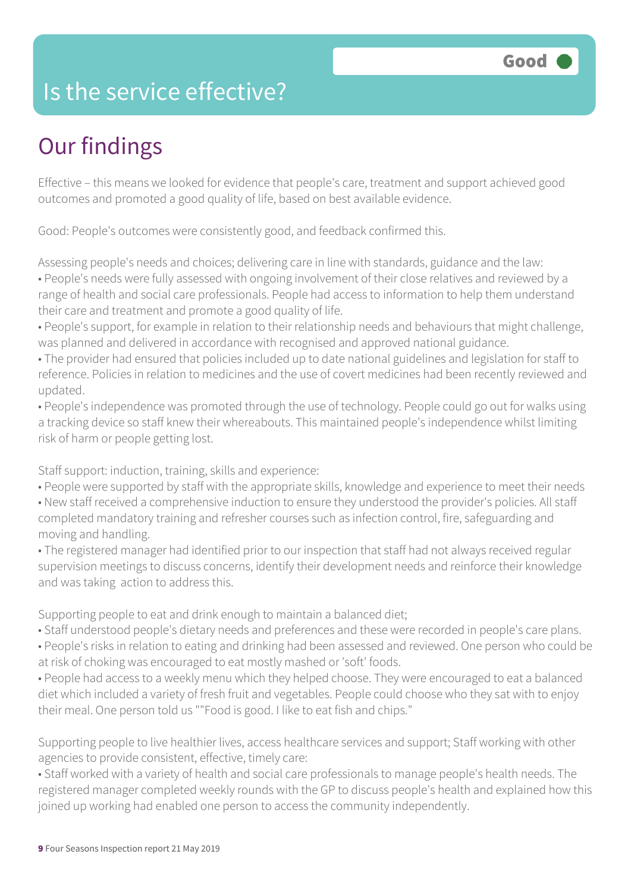# Is the service effective?

**Good**

## Our findings

Effective – this means we looked for evidence that people's care, treatment and support achieved good outcomes and promoted a good quality of life, based on best available evidence.

Good: People's outcomes were consistently good, and feedback confirmed this.

Assessing people's needs and choices; delivering care in line with standards, guidance and the law:

- People's needs were fully assessed with ongoing involvement of their close relatives and reviewed by a range of health and social care professionals. People had access to information to help them understand their care and treatment and promote a good quality of life.
- People's support, for example in relation to their relationship needs and behaviours that might challenge, was planned and delivered in accordance with recognised and approved national guidance.
- The provider had ensured that policies included up to date national guidelines and legislation for staff to reference. Policies in relation to medicines and the use of covert medicines had been recently reviewed and updated.
- People's independence was promoted through the use of technology. People could go out for walks using a tracking device so staff knew their whereabouts. This maintained people's independence whilst limiting risk of harm or people getting lost.

Staff support: induction, training, skills and experience:

- People were supported by staff with the appropriate skills, knowledge and experience to meet their needs
- New staff received a comprehensive induction to ensure they understood the provider's policies. All staff completed mandatory training and refresher courses such as infection control, fire, safeguarding and moving and handling.
- The registered manager had identified prior to our inspection that staff had not always received regular supervision meetings to discuss concerns, identify their development needs and reinforce their knowledge and was taking action to address this.

Supporting people to eat and drink enough to maintain a balanced diet;

- Staff understood people's dietary needs and preferences and these were recorded in people's care plans.
- People's risks in relation to eating and drinking had been assessed and reviewed. One person who could be at risk of choking was encouraged to eat mostly mashed or 'soft' foods.
- People had access to a weekly menu which they helped choose. They were encouraged to eat a balanced diet which included a variety of fresh fruit and vegetables. People could choose who they sat with to enjoy their meal. One person told us ""Food is good. I like to eat fish and chips."

Supporting people to live healthier lives, access healthcare services and support; Staff working with other agencies to provide consistent, effective, timely care:

- Staff worked with a variety of health and social care professionals to manage people's health needs. The registered manager completed weekly rounds with the GP to discuss people's health and explained how this joined up working had enabled one person to access the community independently.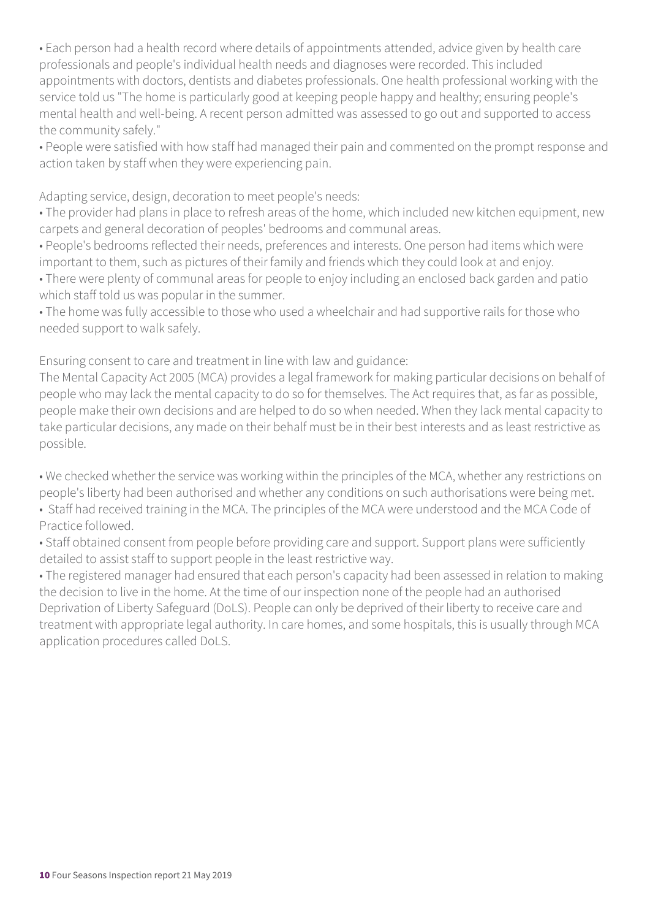- Each person had a health record where details of appointments attended, advice given by health care professionals and people's individual health needs and diagnoses were recorded. This included appointments with doctors, dentists and diabetes professionals. One health professional working with the service told us "The home is particularly good at keeping people happy and healthy; ensuring people's mental health and well-being. A recent person admitted was assessed to go out and supported to access the community safely."
- People were satisfied with how staff had managed their pain and commented on the prompt response and action taken by staff when they were experiencing pain.

Adapting service, design, decoration to meet people's needs:

- The provider had plans in place to refresh areas of the home, which included new kitchen equipment, new carpets and general decoration of peoples' bedrooms and communal areas.
- People's bedrooms reflected their needs, preferences and interests. One person had items which were important to them, such as pictures of their family and friends which they could look at and enjoy.
- There were plenty of communal areas for people to enjoy including an enclosed back garden and patio which staff told us was popular in the summer.
- The home was fully accessible to those who used a wheelchair and had supportive rails for those who needed support to walk safely.

Ensuring consent to care and treatment in line with law and guidance:

The Mental Capacity Act 2005 (MCA) provides a legal framework for making particular decisions on behalf of people who may lack the mental capacity to do so for themselves. The Act requires that, as far as possible, people make their own decisions and are helped to do so when needed. When they lack mental capacity to take particular decisions, any made on their behalf must be in their best interests and as least restrictive as possible.

- We checked whether the service was working within the principles of the MCA, whether any restrictions on people's liberty had been authorised and whether any conditions on such authorisations were being met.
- Staff had received training in the MCA. The principles of the MCA were understood and the MCA Code of Practice followed.
- Staff obtained consent from people before providing care and support. Support plans were sufficiently detailed to assist staff to support people in the least restrictive way.
- The registered manager had ensured that each person's capacity had been assessed in relation to making the decision to live in the home. At the time of our inspection none of the people had an authorised Deprivation of Liberty Safeguard (DoLS). People can only be deprived of their liberty to receive care and treatment with appropriate legal authority. In care homes, and some hospitals, this is usually through MCA application procedures called DoLS.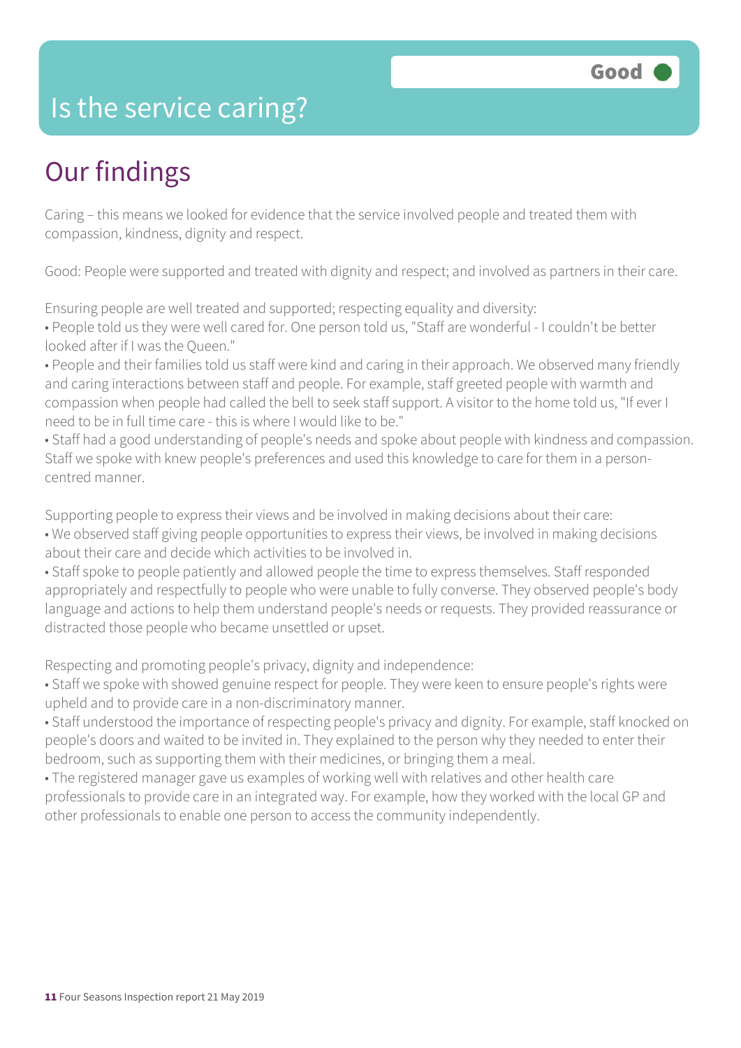# Is the service caring?

Good

## Our findings

Caring – this means we looked for evidence that the service involved people and treated them with compassion, kindness, dignity and respect.

Good: People were supported and treated with dignity and respect; and involved as partners in their care.

Ensuring people are well treated and supported; respecting equality and diversity:

- People told us they were well cared for. One person told us, "Staff are wonderful - I couldn't be better looked after if I was the Queen."
- People and their families told us staff were kind and caring in their approach. We observed many friendly and caring interactions between staff and people. For example, staff greeted people with warmth and compassion when people had called the bell to seek staff support. A visitor to the home told us, "If ever I need to be in full time care - this is where I would like to be."
- Staff had a good understanding of people's needs and spoke about people with kindness and compassion. Staff we spoke with knew people's preferences and used this knowledge to care for them in a person-centred manner.

Supporting people to express their views and be involved in making decisions about their care:

- We observed staff giving people opportunities to express their views, be involved in making decisions about their care and decide which activities to be involved in.
- Staff spoke to people patiently and allowed people the time to express themselves. Staff responded appropriately and respectfully to people who were unable to fully converse. They observed people's body language and actions to help them understand people's needs or requests. They provided reassurance or distracted those people who became unsettled or upset.

Respecting and promoting people's privacy, dignity and independence:

- Staff we spoke with showed genuine respect for people. They were keen to ensure people's rights were upheld and to provide care in a non-discriminatory manner.
- Staff understood the importance of respecting people's privacy and dignity. For example, staff knocked on people's doors and waited to be invited in. They explained to the person why they needed to enter their bedroom, such as supporting them with their medicines, or bringing them a meal.
- The registered manager gave us examples of working well with relatives and other health care professionals to provide care in an integrated way. For example, how they worked with the local GP and other professionals to enable one person to access the community independently.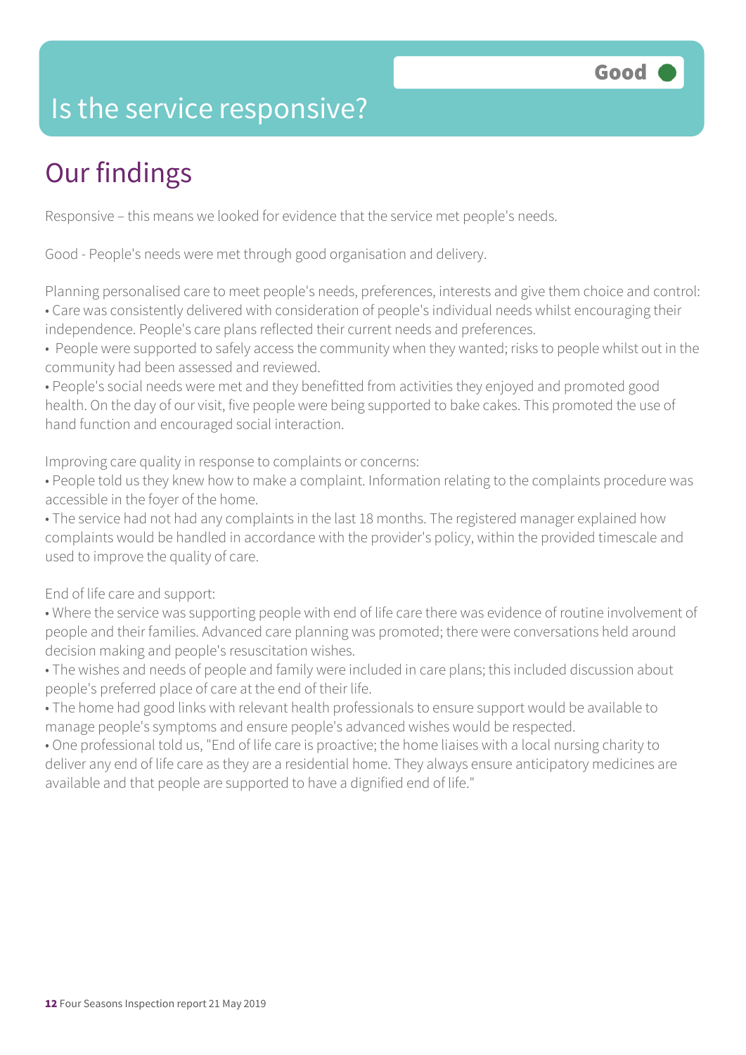# Is the service responsive?

Good

## Our findings

Responsive – this means we looked for evidence that the service met people's needs.

Good - People's needs were met through good organisation and delivery.

Planning personalised care to meet people's needs, preferences, interests and give them choice and control:

- Care was consistently delivered with consideration of people's individual needs whilst encouraging their independence. People's care plans reflected their current needs and preferences.
- People were supported to safely access the community when they wanted; risks to people whilst out in the community had been assessed and reviewed.
- People's social needs were met and they benefitted from activities they enjoyed and promoted good health. On the day of our visit, five people were being supported to bake cakes. This promoted the use of hand function and encouraged social interaction.

Improving care quality in response to complaints or concerns:

- People told us they knew how to make a complaint. Information relating to the complaints procedure was accessible in the foyer of the home.
- The service had not had any complaints in the last 18 months. The registered manager explained how complaints would be handled in accordance with the provider's policy, within the provided timescale and used to improve the quality of care.

End of life care and support:

- Where the service was supporting people with end of life care there was evidence of routine involvement of people and their families. Advanced care planning was promoted; there were conversations held around decision making and people's resuscitation wishes.
- The wishes and needs of people and family were included in care plans; this included discussion about people's preferred place of care at the end of their life.
- The home had good links with relevant health professionals to ensure support would be available to manage people's symptoms and ensure people's advanced wishes would be respected.
- One professional told us, "End of life care is proactive; the home liaises with a local nursing charity to deliver any end of life care as they are a residential home. They always ensure anticipatory medicines are available and that people are supported to have a dignified end of life."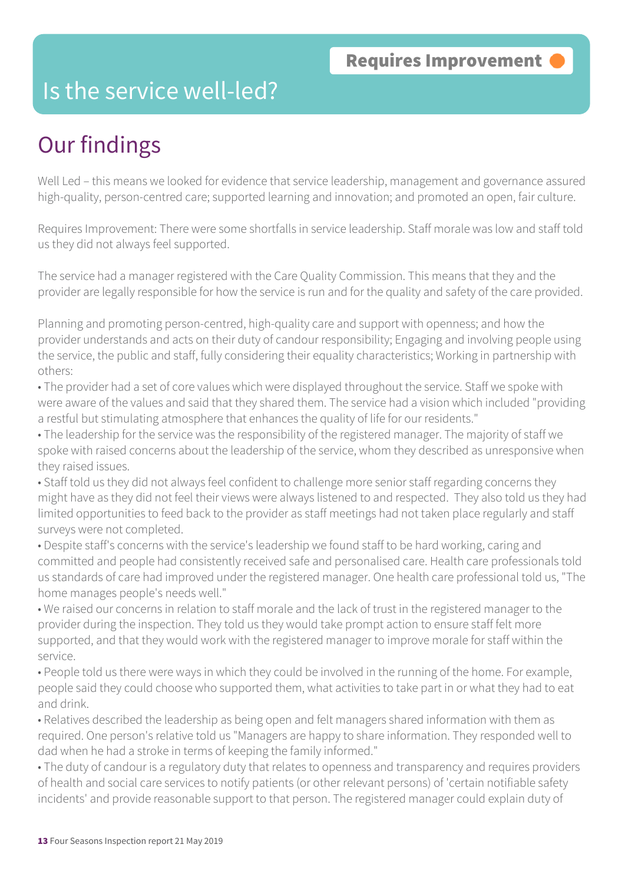Requires Improvement

# Is the service well-led?

## Our findings

Well Led – this means we looked for evidence that service leadership, management and governance assured high-quality, person-centred care; supported learning and innovation; and promoted an open, fair culture.

Requires Improvement: There were some shortfalls in service leadership. Staff morale was low and staff told us they did not always feel supported.

The service had a manager registered with the Care Quality Commission. This means that they and the provider are legally responsible for how the service is run and for the quality and safety of the care provided.

Planning and promoting person-centred, high-quality care and support with openness; and how the provider understands and acts on their duty of candour responsibility; Engaging and involving people using the service, the public and staff, fully considering their equality characteristics; Working in partnership with others:

- The provider had a set of core values which were displayed throughout the service. Staff we spoke with were aware of the values and said that they shared them. The service had a vision which included "providing a restful but stimulating atmosphere that enhances the quality of life for our residents."
- The leadership for the service was the responsibility of the registered manager. The majority of staff we spoke with raised concerns about the leadership of the service, whom they described as unresponsive when they raised issues.
- Staff told us they did not always feel confident to challenge more senior staff regarding concerns they might have as they did not feel their views were always listened to and respected. They also told us they had limited opportunities to feed back to the provider as staff meetings had not taken place regularly and staff surveys were not completed.
- Despite staff's concerns with the service's leadership we found staff to be hard working, caring and committed and people had consistently received safe and personalised care. Health care professionals told us standards of care had improved under the registered manager. One health care professional told us, "The home manages people's needs well."
- We raised our concerns in relation to staff morale and the lack of trust in the registered manager to the provider during the inspection. They told us they would take prompt action to ensure staff felt more supported, and that they would work with the registered manager to improve morale for staff within the service.
- People told us there were ways in which they could be involved in the running of the home. For example, people said they could choose who supported them, what activities to take part in or what they had to eat and drink.
- Relatives described the leadership as being open and felt managers shared information with them as required. One person's relative told us "Managers are happy to share information. They responded well to dad when he had a stroke in terms of keeping the family informed."
- The duty of candour is a regulatory duty that relates to openness and transparency and requires providers of health and social care services to notify patients (or other relevant persons) of 'certain notifiable safety incidents' and provide reasonable support to that person. The registered manager could explain duty of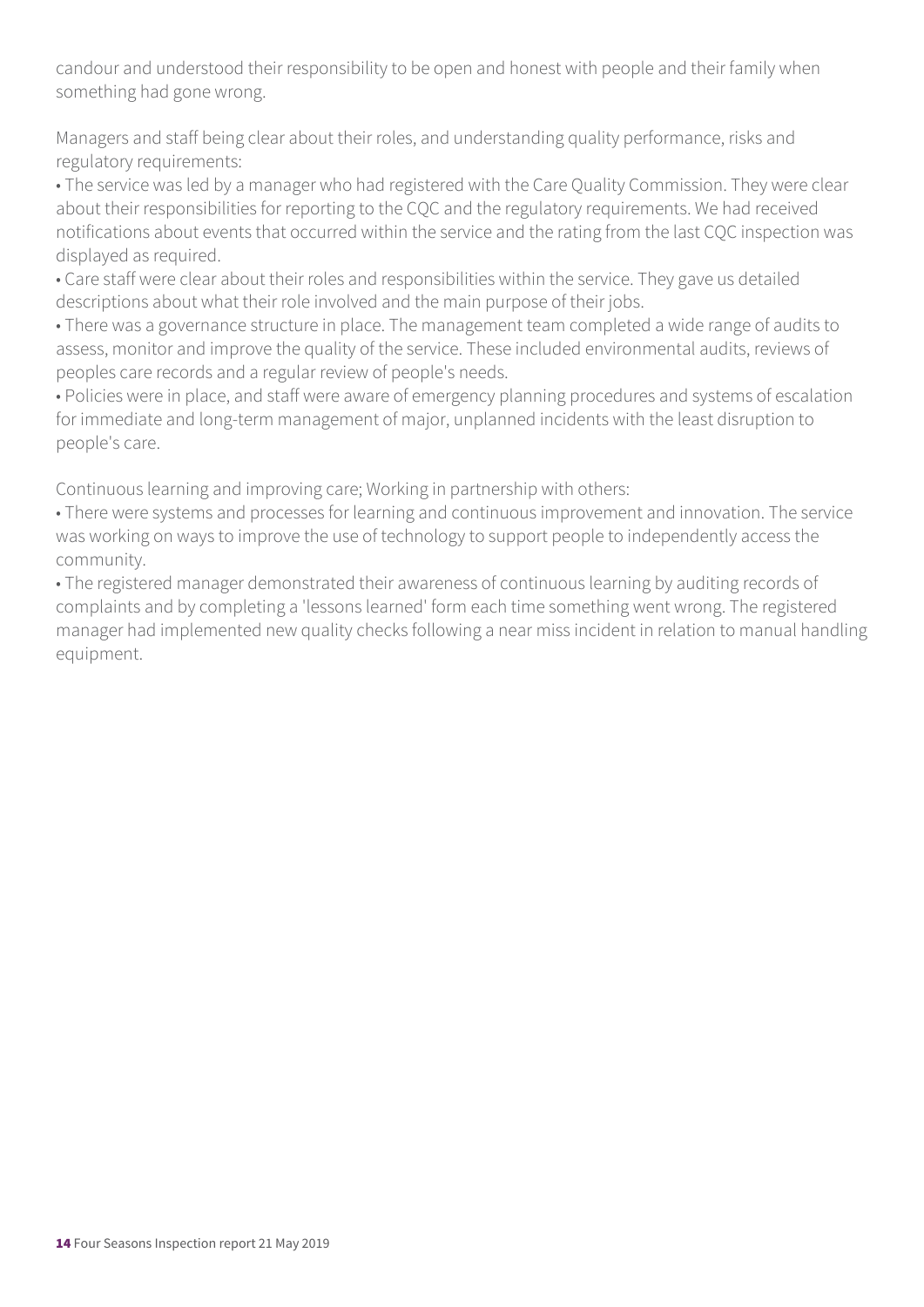candour and understood their responsibility to be open and honest with people and their family when something had gone wrong.

Managers and staff being clear about their roles, and understanding quality performance, risks and regulatory requirements:

- The service was led by a manager who had registered with the Care Quality Commission. They were clear about their responsibilities for reporting to the CQC and the regulatory requirements. We had received notifications about events that occurred within the service and the rating from the last CQC inspection was displayed as required.
- Care staff were clear about their roles and responsibilities within the service. They gave us detailed descriptions about what their role involved and the main purpose of their jobs.
- There was a governance structure in place. The management team completed a wide range of audits to assess, monitor and improve the quality of the service. These included environmental audits, reviews of peoples care records and a regular review of people's needs.
- Policies were in place, and staff were aware of emergency planning procedures and systems of escalation for immediate and long-term management of major, unplanned incidents with the least disruption to people's care.

Continuous learning and improving care; Working in partnership with others:

- There were systems and processes for learning and continuous improvement and innovation. The service was working on ways to improve the use of technology to support people to independently access the community.
- The registered manager demonstrated their awareness of continuous learning by auditing records of complaints and by completing a 'lessons learned' form each time something went wrong. The registered manager had implemented new quality checks following a near miss incident in relation to manual handling equipment.